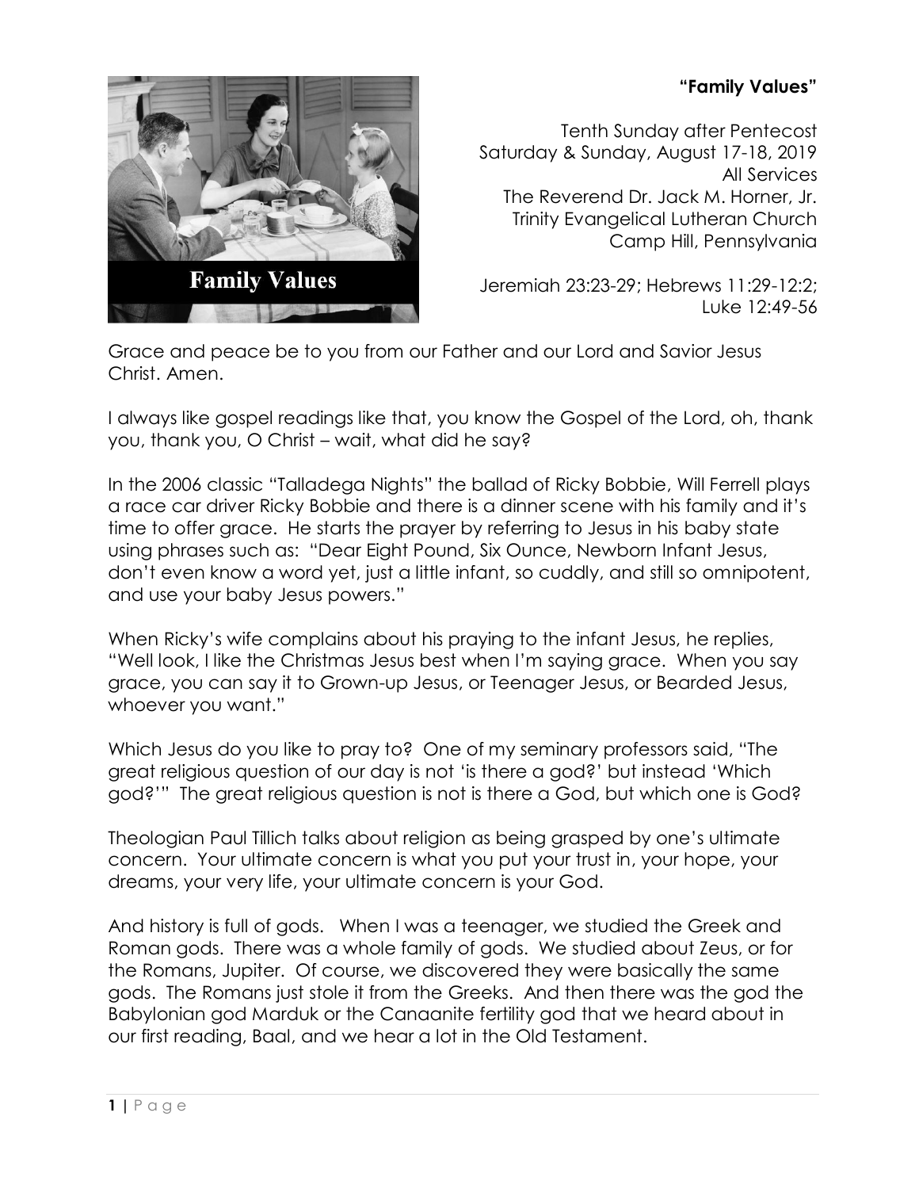**"Family Values"**

Tenth Sunday after Pentecost
Saturday & Sunday, August 17-18, 2019
All Services
The Reverend Dr. Jack M. Horner, Jr.
Trinity Evangelical Lutheran Church
Camp Hill, Pennsylvania

Jeremiah 23:23-29; Hebrews 11:29-12:2;
Luke 12:49-56

Grace and peace be to you from our Father and our Lord and Savior Jesus Christ. Amen.

I always like gospel readings like that, you know the Gospel of the Lord, oh, thank you, thank you, O Christ – wait, what did he say?

In the 2006 classic "Talladega Nights" the ballad of Ricky Bobbie, Will Ferrell plays a race car driver Ricky Bobbie and there is a dinner scene with his family and it's time to offer grace. He starts the prayer by referring to Jesus in his baby state using phrases such as: "Dear Eight Pound, Six Ounce, Newborn Infant Jesus, don't even know a word yet, just a little infant, so cuddly, and still so omnipotent, and use your baby Jesus powers."

When Ricky's wife complains about his praying to the infant Jesus, he replies, "Well look, I like the Christmas Jesus best when I'm saying grace. When you say grace, you can say it to Grown-up Jesus, or Teenager Jesus, or Bearded Jesus, whoever you want."

Which Jesus do you like to pray to? One of my seminary professors said, "The great religious question of our day is not 'is there a god?' but instead 'Which god?'" The great religious question is not is there a God, but which one is God?

Theologian Paul Tillich talks about religion as being grasped by one's ultimate concern. Your ultimate concern is what you put your trust in, your hope, your dreams, your very life, your ultimate concern is your God.

And history is full of gods. When I was a teenager, we studied the Greek and Roman gods. There was a whole family of gods. We studied about Zeus, or for the Romans, Jupiter. Of course, we discovered they were basically the same gods. The Romans just stole it from the Greeks. And then there was the god the Babylonian god Marduk or the Canaanite fertility god that we heard about in our first reading, Baal, and we hear a lot in the Old Testament.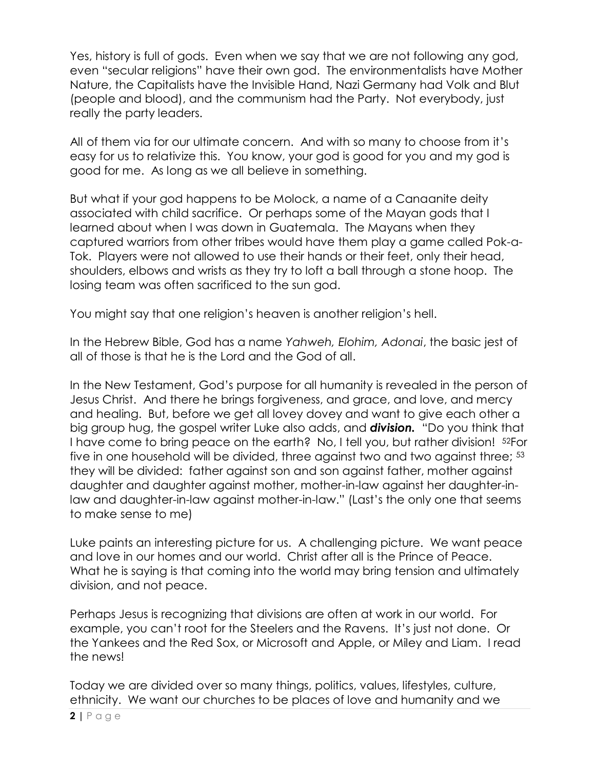Yes, history is full of gods. Even when we say that we are not following any god, even "secular religions" have their own god. The environmentalists have Mother Nature, the Capitalists have the Invisible Hand, Nazi Germany had Volk and Blut (people and blood), and the communism had the Party. Not everybody, just really the party leaders.

All of them via for our ultimate concern. And with so many to choose from it's easy for us to relativize this. You know, your god is good for you and my god is good for me. As long as we all believe in something.

But what if your god happens to be Molock, a name of a Canaanite deity associated with child sacrifice. Or perhaps some of the Mayan gods that I learned about when I was down in Guatemala. The Mayans when they captured warriors from other tribes would have them play a game called Pok-a-Tok. Players were not allowed to use their hands or their feet, only their head, shoulders, elbows and wrists as they try to loft a ball through a stone hoop. The losing team was often sacrificed to the sun god.

You might say that one religion's heaven is another religion's hell.

In the Hebrew Bible, God has a name *Yahweh, Elohim, Adonai*, the basic jest of all of those is that he is the Lord and the God of all.

In the New Testament, God's purpose for all humanity is revealed in the person of Jesus Christ. And there he brings forgiveness, and grace, and love, and mercy and healing. But, before we get all lovey dovey and want to give each other a big group hug, the gospel writer Luke also adds, and ***division.*** "Do you think that I have come to bring peace on the earth? No, I tell you, but rather division! [52]For five in one household will be divided, three against two and two against three; [53] they will be divided: father against son and son against father, mother against daughter and daughter against mother, mother-in-law against her daughter-in-law and daughter-in-law against mother-in-law." (Last's the only one that seems to make sense to me)

Luke paints an interesting picture for us. A challenging picture. We want peace and love in our homes and our world. Christ after all is the Prince of Peace. What he is saying is that coming into the world may bring tension and ultimately division, and not peace.

Perhaps Jesus is recognizing that divisions are often at work in our world. For example, you can't root for the Steelers and the Ravens. It's just not done. Or the Yankees and the Red Sox, or Microsoft and Apple, or Miley and Liam. I read the news!

Today we are divided over so many things, politics, values, lifestyles, culture, ethnicity. We want our churches to be places of love and humanity and we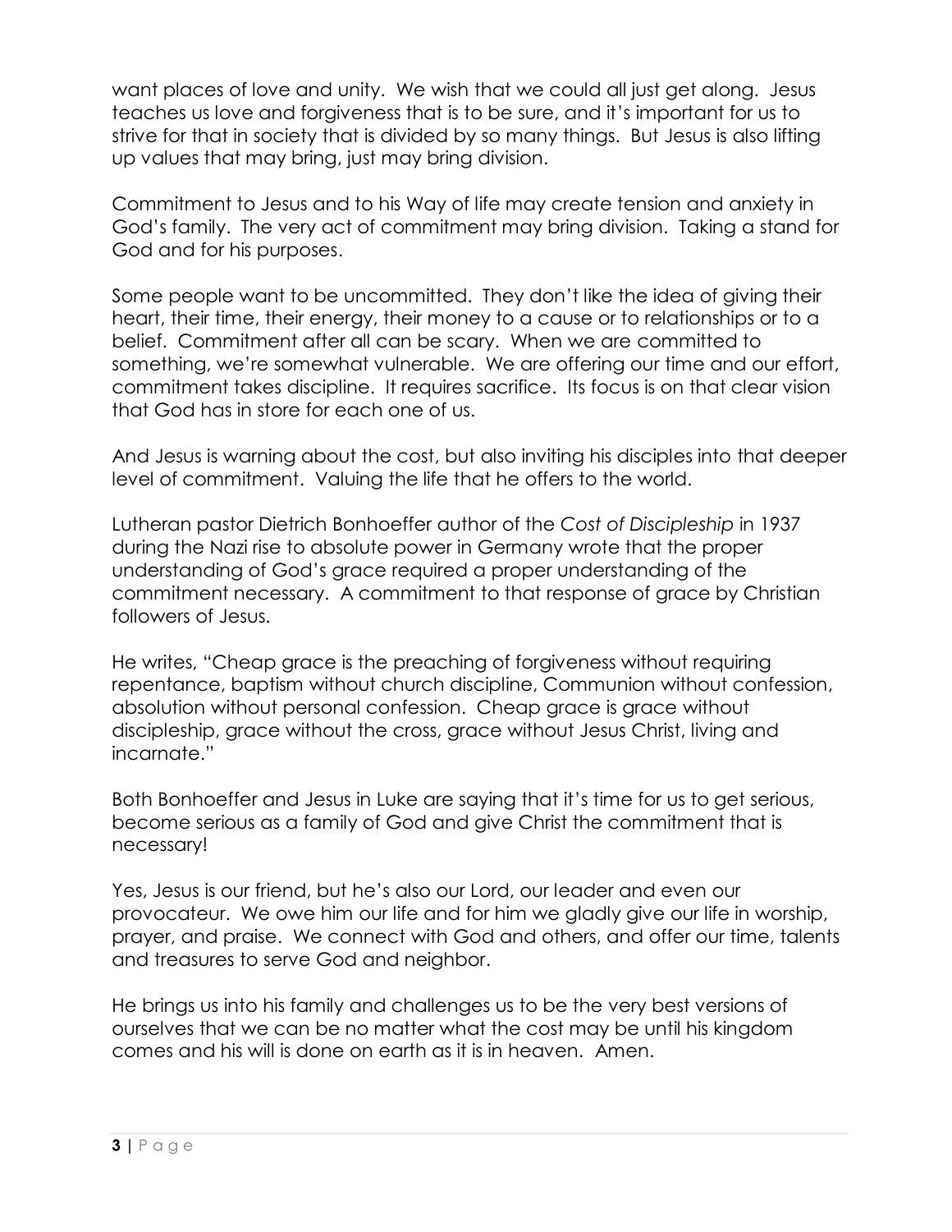want places of love and unity. We wish that we could all just get along. Jesus teaches us love and forgiveness that is to be sure, and it's important for us to strive for that in society that is divided by so many things. But Jesus is also lifting up values that may bring, just may bring division.

Commitment to Jesus and to his Way of life may create tension and anxiety in God's family. The very act of commitment may bring division. Taking a stand for God and for his purposes.

Some people want to be uncommitted. They don't like the idea of giving their heart, their time, their energy, their money to a cause or to relationships or to a belief. Commitment after all can be scary. When we are committed to something, we're somewhat vulnerable. We are offering our time and our effort, commitment takes discipline. It requires sacrifice. Its focus is on that clear vision that God has in store for each one of us.

And Jesus is warning about the cost, but also inviting his disciples into that deeper level of commitment. Valuing the life that he offers to the world.

Lutheran pastor Dietrich Bonhoeffer author of the *Cost of Discipleship* in 1937 during the Nazi rise to absolute power in Germany wrote that the proper understanding of God's grace required a proper understanding of the commitment necessary. A commitment to that response of grace by Christian followers of Jesus.

He writes, "Cheap grace is the preaching of forgiveness without requiring repentance, baptism without church discipline, Communion without confession, absolution without personal confession. Cheap grace is grace without discipleship, grace without the cross, grace without Jesus Christ, living and incarnate."

Both Bonhoeffer and Jesus in Luke are saying that it's time for us to get serious, become serious as a family of God and give Christ the commitment that is necessary!

Yes, Jesus is our friend, but he's also our Lord, our leader and even our provocateur. We owe him our life and for him we gladly give our life in worship, prayer, and praise. We connect with God and others, and offer our time, talents and treasures to serve God and neighbor.

He brings us into his family and challenges us to be the very best versions of ourselves that we can be no matter what the cost may be until his kingdom comes and his will is done on earth as it is in heaven. Amen.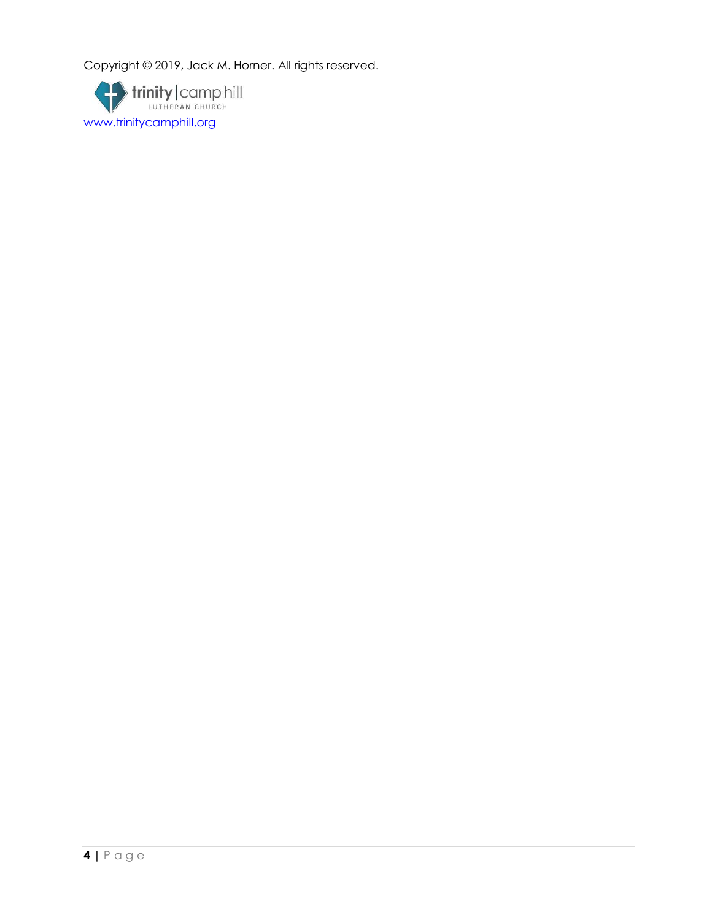Copyright © 2019, Jack M. Horner. All rights reserved.

trinity | camp hill
LUTHERAN CHURCH

www.trinitycamphill.org